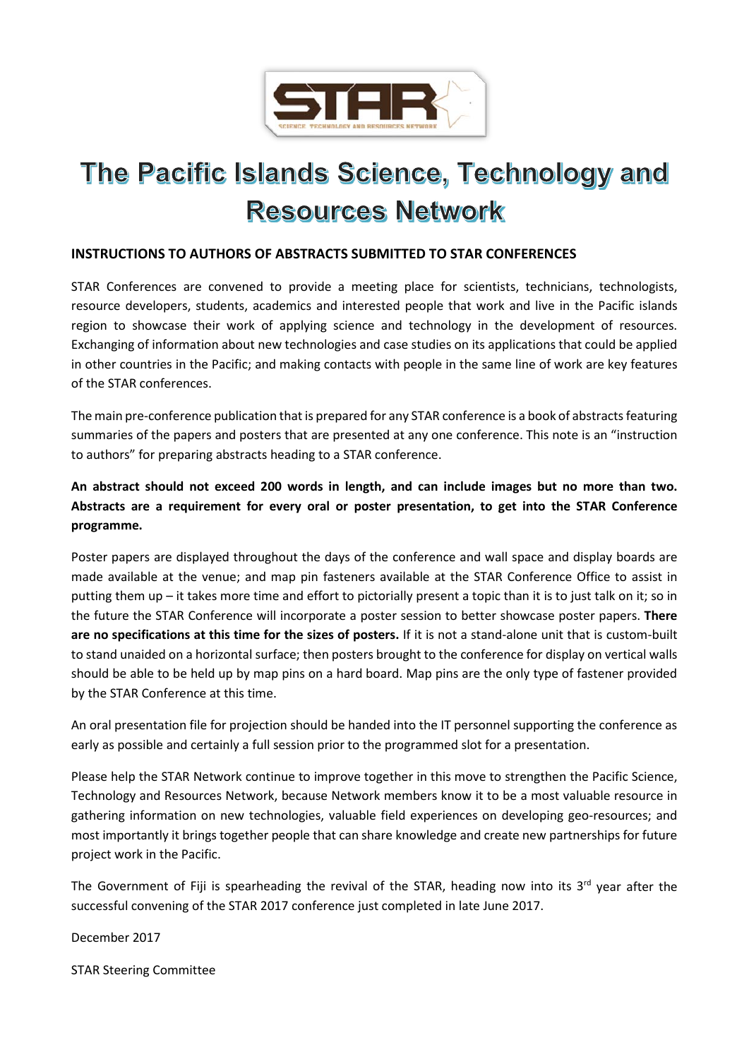# The Pacific Islands Science, Technology and Resources Network

## INSTRUCTIONS TO AUTHORS OF ABSTRACTS SUBMITTED TO STAR CONFERENCES

STAR Conferences are convened to provide a meeting place for scientists, technicians, technologists, resource developers, students, academics and interested people that work and live in the Pacific islands region to showcase their work of applying science and technology in the development of resources. Exchanging of information about new technologies and case studies on its applications that could be applied in other countries in the Pacific; and making contacts with people in the same line of work are key features of the STAR conferences.

The main pre-conference publication that is prepared for any STAR conference is a book of abstracts featuring summaries of the papers and posters that are presented at any one conference. This note is an "instruction to authors" for preparing abstracts heading to a STAR conference.

**An abstract should not exceed 200 words in length, and can include images but no more than two. Abstracts are a requirement for every oral or poster presentation, to get into the STAR Conference programme.**

Poster papers are displayed throughout the days of the conference and wall space and display boards are made available at the venue; and map pin fasteners available at the STAR Conference Office to assist in putting them up – it takes more time and effort to pictorially present a topic than it is to just talk on it; so in the future the STAR Conference will incorporate a poster session to better showcase poster papers. **There are no specifications at this time for the sizes of posters.** If it is not a stand-alone unit that is custom-built to stand unaided on a horizontal surface; then posters brought to the conference for display on vertical walls should be able to be held up by map pins on a hard board. Map pins are the only type of fastener provided by the STAR Conference at this time.

An oral presentation file for projection should be handed into the IT personnel supporting the conference as early as possible and certainly a full session prior to the programmed slot for a presentation.

Please help the STAR Network continue to improve together in this move to strengthen the Pacific Science, Technology and Resources Network, because Network members know it to be a most valuable resource in gathering information on new technologies, valuable field experiences on developing geo-resources; and most importantly it brings together people that can share knowledge and create new partnerships for future project work in the Pacific.

The Government of Fiji is spearheading the revival of the STAR, heading now into its 3rd year after the successful convening of the STAR 2017 conference just completed in late June 2017.

December 2017

STAR Steering Committee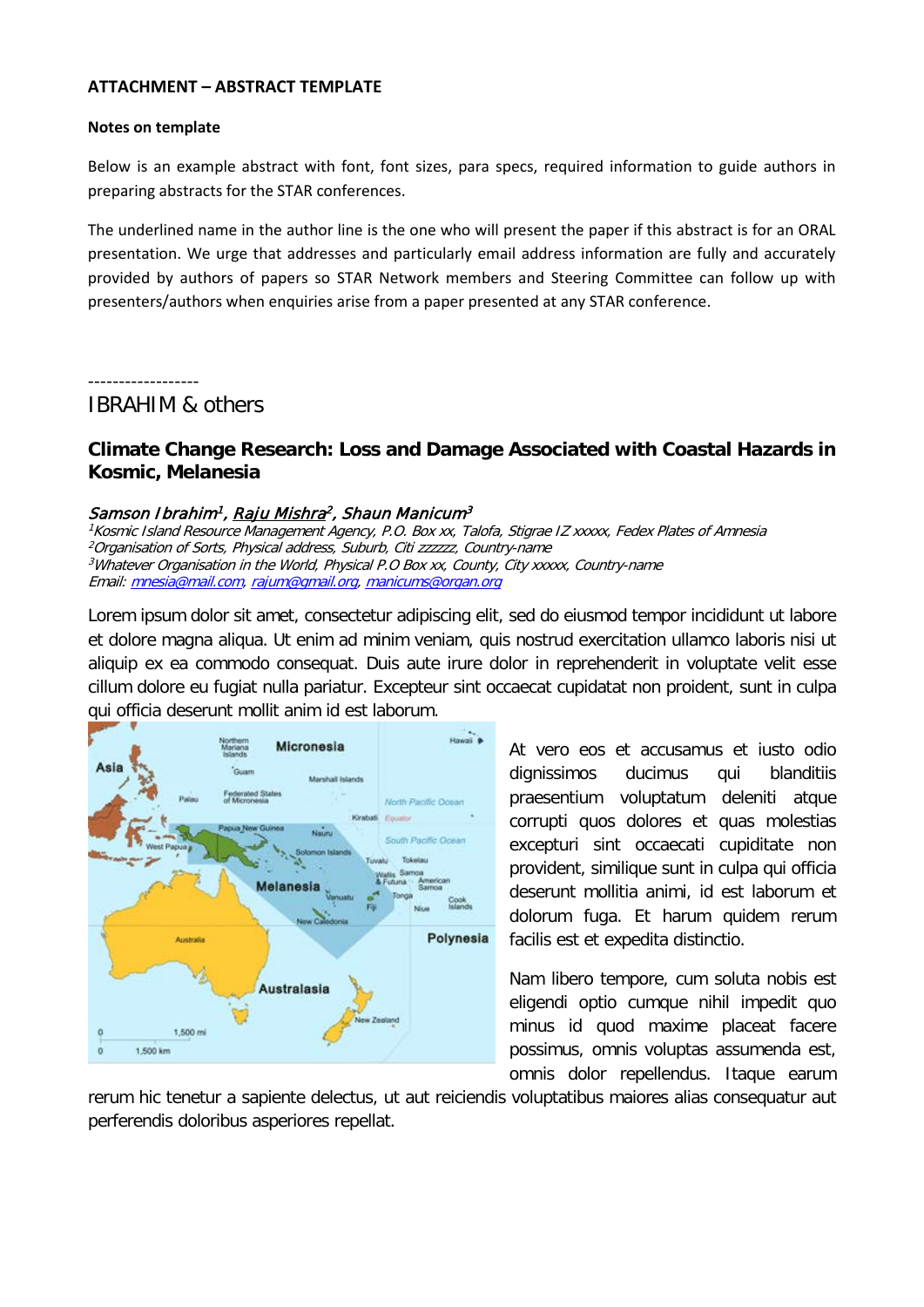**ATTACHMENT – ABSTRACT TEMPLATE**

**Notes on template**

Below is an example abstract with font, font sizes, para specs, required information to guide authors in preparing abstracts for the STAR conferences.

The underlined name in the author line is the one who will present the paper if this abstract is for an ORAL presentation. We urge that addresses and particularly email address information are fully and accurately provided by authors of papers so STAR Network members and Steering Committee can follow up with presenters/authors when enquiries arise from a paper presented at any STAR conference.

------------------

IBRAHIM & others

## Climate Change Research: Loss and Damage Associated with Coastal Hazards in Kosmic, Melanesia

*Samson Ibrahim[1], <u>Raju Mishra</u>[2], Shaun Manicum[3]*
[1]*Kosmic Island Resource Management Agency, P.O. Box xx, Talofa, Stigrae IZ xxxxx, Fedex Plates of Amnesia*
[2]*Organisation of Sorts, Physical address, Suburb, Citi zzzzzz, Country-name*
[3]*Whatever Organisation in the World, Physical P.O Box xx, County, City xxxxx, Country-name*
*Email: mnesia@mail.com, rajum@gmail.org, manicums@organ.org*

Lorem ipsum dolor sit amet, consectetur adipiscing elit, sed do eiusmod tempor incididunt ut labore et dolore magna aliqua. Ut enim ad minim veniam, quis nostrud exercitation ullamco laboris nisi ut aliquip ex ea commodo consequat. Duis aute irure dolor in reprehenderit in voluptate velit esse cillum dolore eu fugiat nulla pariatur. Excepteur sint occaecat cupidatat non proident, sunt in culpa qui officia deserunt mollit anim id est laborum.

Asia
Northern Mariana Islands
Micronesia
Hawaii
Guam
Marshall Islands
Palau
Federated States of Micronesia
North Pacific Ocean
Kiribati
Equator
Papua New Guinea
Nauru
West Papua
Solomon Islands
South Pacific Ocean
Tuvalu
Tokelau
Wallis & Futuna
Samoa
American Samoa
Melanesia
Vanuatu
Tonga
Cook Islands
Fiji
Niue
New Caledonia
Australia
Polynesia
Australasia
New Zealand
0 1,500 mi
0 1,500 km

At vero eos et accusamus et iusto odio dignissimos ducimus qui blanditiis praesentium voluptatum deleniti atque corrupti quos dolores et quas molestias excepturi sint occaecati cupiditate non provident, similique sunt in culpa qui officia deserunt mollitia animi, id est laborum et dolorum fuga. Et harum quidem rerum facilis est et expedita distinctio.

Nam libero tempore, cum soluta nobis est eligendi optio cumque nihil impedit quo minus id quod maxime placeat facere possimus, omnis voluptas assumenda est, omnis dolor repellendus. Itaque earum rerum hic tenetur a sapiente delectus, ut aut reiciendis voluptatibus maiores alias consequatur aut perferendis doloribus asperiores repellat.